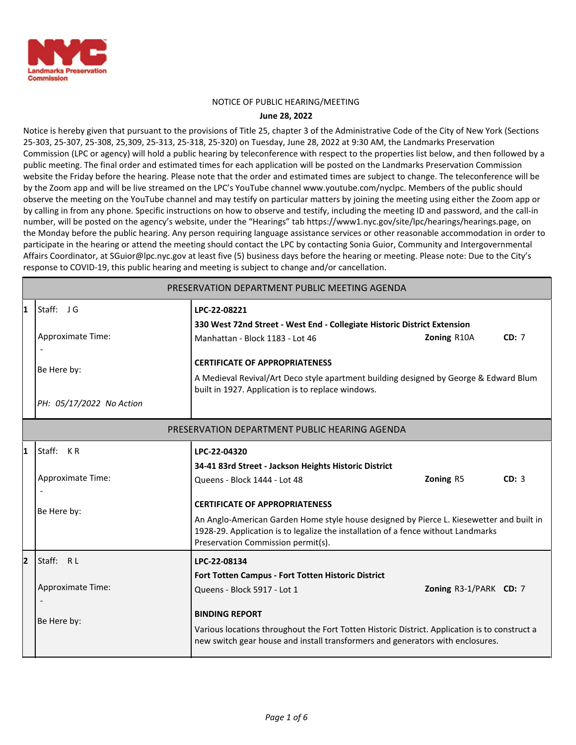NOTICE OF PUBLIC HEARING/MEETING

**June 28, 2022**

Notice is hereby given that pursuant to the provisions of Title 25, chapter 3 of the Administrative Code of the City of New York (Sections 25-303, 25-307, 25-308, 25,309, 25-313, 25-318, 25-320) on Tuesday, June 28, 2022 at 9:30 AM, the Landmarks Preservation Commission (LPC or agency) will hold a public hearing by teleconference with respect to the properties list below, and then followed by a public meeting. The final order and estimated times for each application will be posted on the Landmarks Preservation Commission website the Friday before the hearing. Please note that the order and estimated times are subject to change. The teleconference will be by the Zoom app and will be live streamed on the LPC's YouTube channel www.youtube.com/nyclpc. Members of the public should observe the meeting on the YouTube channel and may testify on particular matters by joining the meeting using either the Zoom app or by calling in from any phone. Specific instructions on how to observe and testify, including the meeting ID and password, and the call-in number, will be posted on the agency's website, under the "Hearings" tab https://www1.nyc.gov/site/lpc/hearings/hearings.page, on the Monday before the public hearing. Any person requiring language assistance services or other reasonable accommodation in order to participate in the hearing or attend the meeting should contact the LPC by contacting Sonia Guior, Community and Intergovernmental Affairs Coordinator, at SGuior@lpc.nyc.gov at least five (5) business days before the hearing or meeting. Please note: Due to the City's response to COVID-19, this public hearing and meeting is subject to change and/or cancellation.

## PRESERVATION DEPARTMENT PUBLIC MEETING AGENDA

| # | Staff / Time | Application |
|---|---|---|
| **1** | Staff: J G<br><br>Approximate Time: -<br><br>Be Here by:<br><br>*PH: 05/17/2022 No Action* | **LPC-22-08221**<br>**330 West 72nd Street - West End - Collegiate Historic District Extension**<br>Manhattan - Block 1183 - Lot 46 — **Zoning** R10A — **CD:** 7<br><br>**CERTIFICATE OF APPROPRIATENESS**<br>A Medieval Revival/Art Deco style apartment building designed by George & Edward Blum built in 1927. Application is to replace windows. |

## PRESERVATION DEPARTMENT PUBLIC HEARING AGENDA

| # | Staff / Time | Application |
|---|---|---|
| **1** | Staff: K R<br><br>Approximate Time: -<br><br>Be Here by: | **LPC-22-04320**<br>**34-41 83rd Street - Jackson Heights Historic District**<br>Queens - Block 1444 - Lot 48 — **Zoning** R5 — **CD:** 3<br><br>**CERTIFICATE OF APPROPRIATENESS**<br>An Anglo-American Garden Home style house designed by Pierce L. Kiesewetter and built in 1928-29. Application is to legalize the installation of a fence without Landmarks Preservation Commission permit(s). |
| **2** | Staff: R L<br><br>Approximate Time: -<br><br>Be Here by: | **LPC-22-08134**<br>**Fort Totten Campus - Fort Totten Historic District**<br>Queens - Block 5917 - Lot 1 — **Zoning** R3-1/PARK — **CD:** 7<br><br>**BINDING REPORT**<br>Various locations throughout the Fort Totten Historic District. Application is to construct a new switch gear house and install transformers and generators with enclosures. |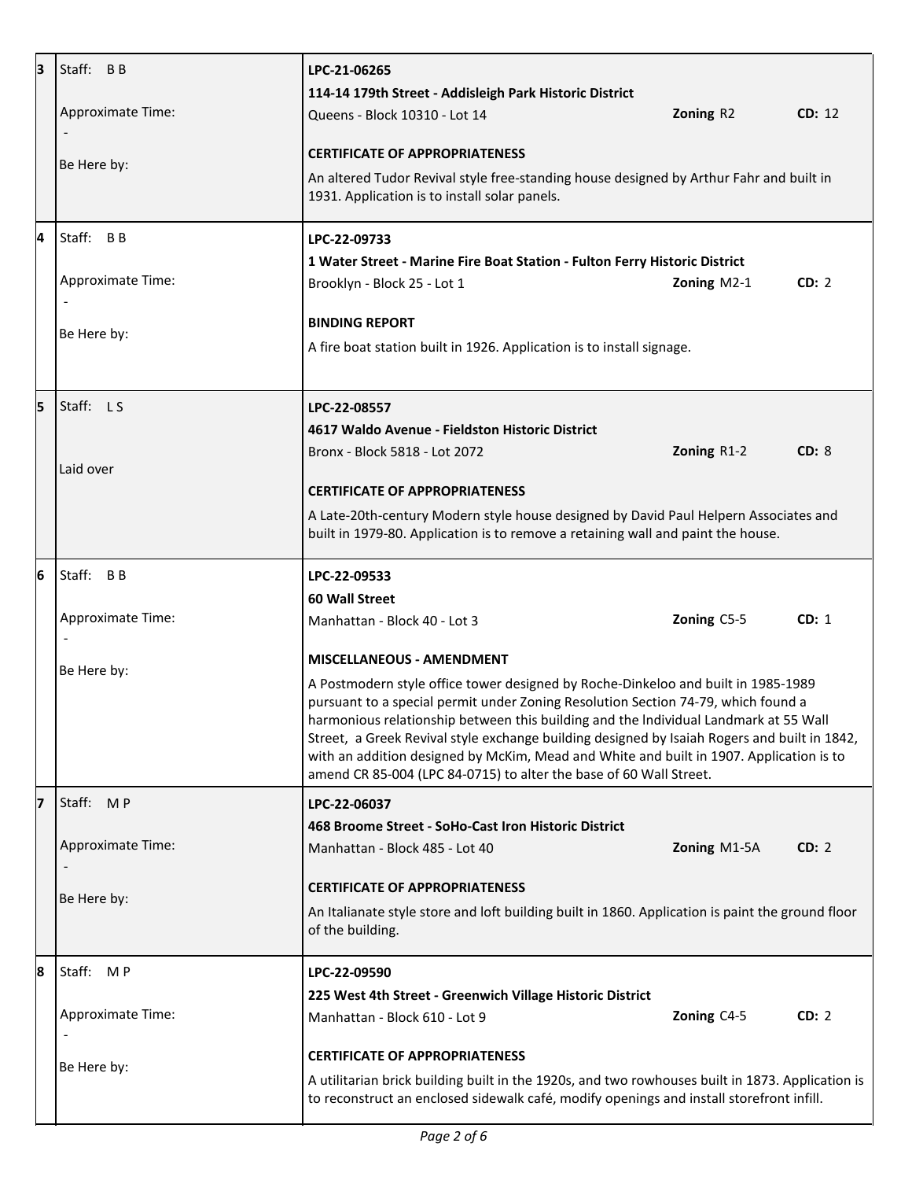| # | Staff / Timing | Application |
|---|---|---|
| 3 | Staff: B B<br><br>Approximate Time:<br>-<br><br>Be Here by: | **LPC-21-06265**<br>**114-14 179th Street - Addisleigh Park Historic District**<br>Queens - Block 10310 - Lot 14 **Zoning** R2 **CD:** 12<br><br>**CERTIFICATE OF APPROPRIATENESS**<br>An altered Tudor Revival style free-standing house designed by Arthur Fahr and built in 1931. Application is to install solar panels. |
| 4 | Staff: B B<br><br>Approximate Time:<br>-<br><br>Be Here by: | **LPC-22-09733**<br>**1 Water Street - Marine Fire Boat Station - Fulton Ferry Historic District**<br>Brooklyn - Block 25 - Lot 1 **Zoning** M2-1 **CD:** 2<br><br>**BINDING REPORT**<br>A fire boat station built in 1926. Application is to install signage. |
| 5 | Staff: L S<br><br>Laid over | **LPC-22-08557**<br>**4617 Waldo Avenue - Fieldston Historic District**<br>Bronx - Block 5818 - Lot 2072 **Zoning** R1-2 **CD:** 8<br><br>**CERTIFICATE OF APPROPRIATENESS**<br>A Late-20th-century Modern style house designed by David Paul Helpern Associates and built in 1979-80. Application is to remove a retaining wall and paint the house. |
| 6 | Staff: B B<br><br>Approximate Time:<br>-<br><br>Be Here by: | **LPC-22-09533**<br>**60 Wall Street**<br>Manhattan - Block 40 - Lot 3 **Zoning** C5-5 **CD:** 1<br><br>**MISCELLANEOUS - AMENDMENT**<br>A Postmodern style office tower designed by Roche-Dinkeloo and built in 1985-1989 pursuant to a special permit under Zoning Resolution Section 74-79, which found a harmonious relationship between this building and the Individual Landmark at 55 Wall Street, a Greek Revival style exchange building designed by Isaiah Rogers and built in 1842, with an addition designed by McKim, Mead and White and built in 1907. Application is to amend CR 85-004 (LPC 84-0715) to alter the base of 60 Wall Street. |
| 7 | Staff: M P<br><br>Approximate Time:<br>-<br><br>Be Here by: | **LPC-22-06037**<br>**468 Broome Street - SoHo-Cast Iron Historic District**<br>Manhattan - Block 485 - Lot 40 **Zoning** M1-5A **CD:** 2<br><br>**CERTIFICATE OF APPROPRIATENESS**<br>An Italianate style store and loft building built in 1860. Application is paint the ground floor of the building. |
| 8 | Staff: M P<br><br>Approximate Time:<br>-<br><br>Be Here by: | **LPC-22-09590**<br>**225 West 4th Street - Greenwich Village Historic District**<br>Manhattan - Block 610 - Lot 9 **Zoning** C4-5 **CD:** 2<br><br>**CERTIFICATE OF APPROPRIATENESS**<br>A utilitarian brick building built in the 1920s, and two rowhouses built in 1873. Application is to reconstruct an enclosed sidewalk café, modify openings and install storefront infill. |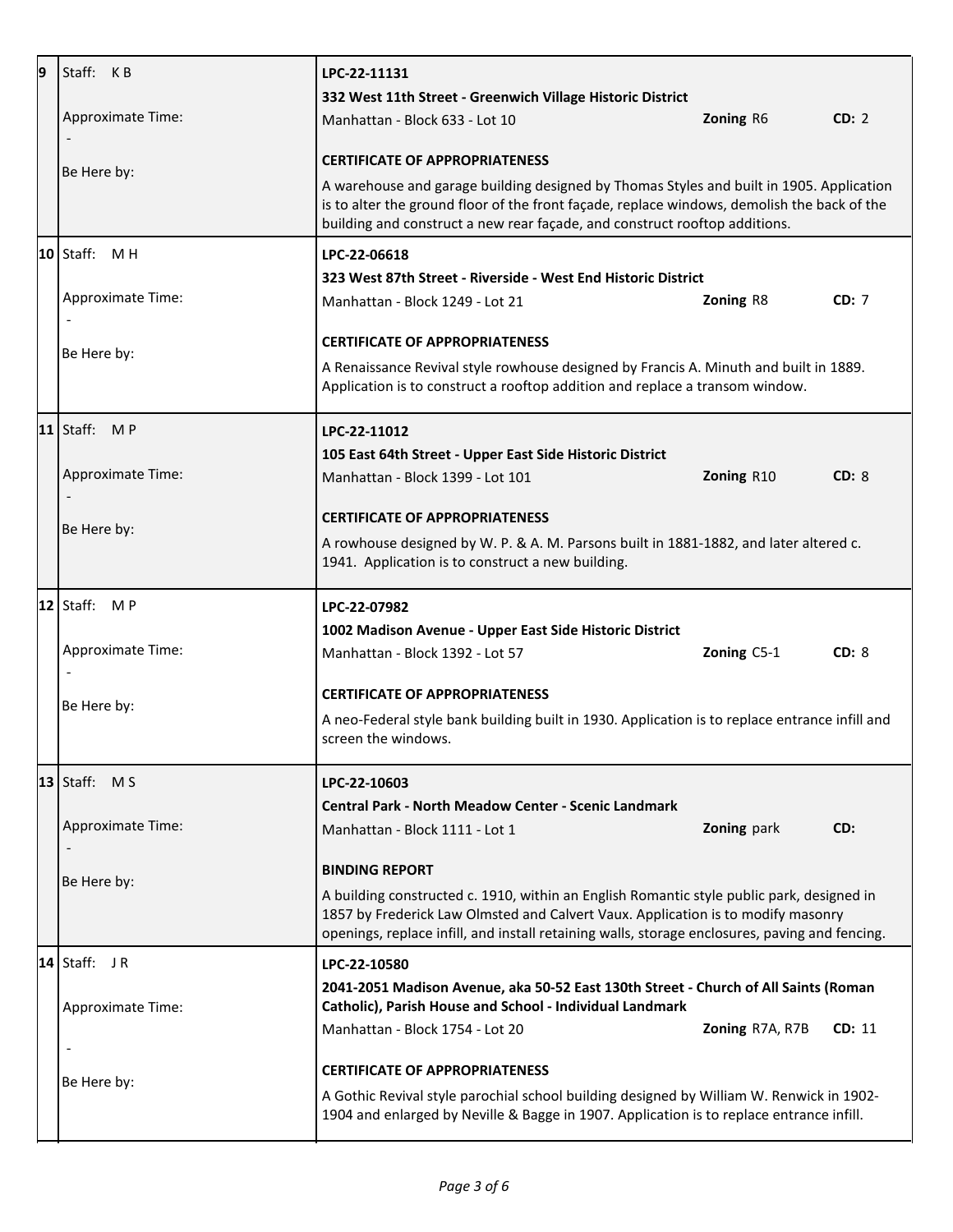| # | Staff | Application |
|---|---|---|
| 9 | Staff: K B<br><br>Approximate Time:<br>-<br><br>Be Here by: | **LPC-22-11131**<br>**332 West 11th Street - Greenwich Village Historic District**<br>Manhattan - Block 633 - Lot 10 — **Zoning** R6 — **CD:** 2<br><br>**CERTIFICATE OF APPROPRIATENESS**<br>A warehouse and garage building designed by Thomas Styles and built in 1905. Application is to alter the ground floor of the front façade, replace windows, demolish the back of the building and construct a new rear façade, and construct rooftop additions. |
| 10 | Staff: M H<br><br>Approximate Time:<br>-<br><br>Be Here by: | **LPC-22-06618**<br>**323 West 87th Street - Riverside - West End Historic District**<br>Manhattan - Block 1249 - Lot 21 — **Zoning** R8 — **CD:** 7<br><br>**CERTIFICATE OF APPROPRIATENESS**<br>A Renaissance Revival style rowhouse designed by Francis A. Minuth and built in 1889. Application is to construct a rooftop addition and replace a transom window. |
| 11 | Staff: M P<br><br>Approximate Time:<br>-<br><br>Be Here by: | **LPC-22-11012**<br>**105 East 64th Street - Upper East Side Historic District**<br>Manhattan - Block 1399 - Lot 101 — **Zoning** R10 — **CD:** 8<br><br>**CERTIFICATE OF APPROPRIATENESS**<br>A rowhouse designed by W. P. & A. M. Parsons built in 1881-1882, and later altered c. 1941. Application is to construct a new building. |
| 12 | Staff: M P<br><br>Approximate Time:<br>-<br><br>Be Here by: | **LPC-22-07982**<br>**1002 Madison Avenue - Upper East Side Historic District**<br>Manhattan - Block 1392 - Lot 57 — **Zoning** C5-1 — **CD:** 8<br><br>**CERTIFICATE OF APPROPRIATENESS**<br>A neo-Federal style bank building built in 1930. Application is to replace entrance infill and screen the windows. |
| 13 | Staff: M S<br><br>Approximate Time:<br>-<br><br>Be Here by: | **LPC-22-10603**<br>**Central Park - North Meadow Center - Scenic Landmark**<br>Manhattan - Block 1111 - Lot 1 — **Zoning** park — **CD:**<br><br>**BINDING REPORT**<br>A building constructed c. 1910, within an English Romantic style public park, designed in 1857 by Frederick Law Olmsted and Calvert Vaux. Application is to modify masonry openings, replace infill, and install retaining walls, storage enclosures, paving and fencing. |
| 14 | Staff: J R<br><br>Approximate Time:<br>-<br><br>Be Here by: | **LPC-22-10580**<br>**2041-2051 Madison Avenue, aka 50-52 East 130th Street - Church of All Saints (Roman Catholic), Parish House and School - Individual Landmark**<br>Manhattan - Block 1754 - Lot 20 — **Zoning** R7A, R7B — **CD:** 11<br><br>**CERTIFICATE OF APPROPRIATENESS**<br>A Gothic Revival style parochial school building designed by William W. Renwick in 1902-1904 and enlarged by Neville & Bagge in 1907. Application is to replace entrance infill. |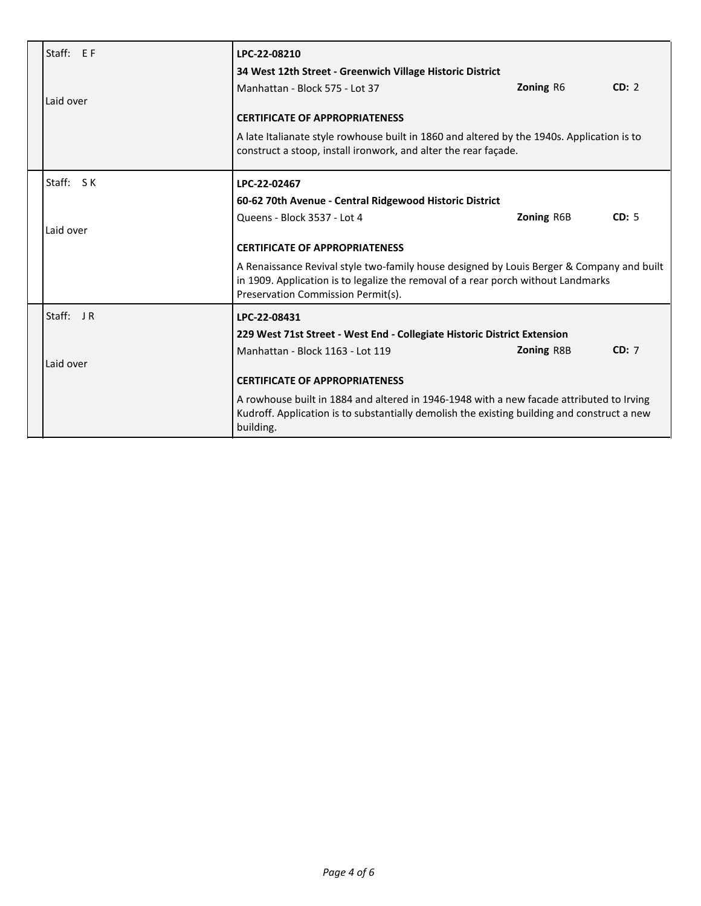| | |
|---|---|
| Staff: E F<br><br>Laid over | **LPC-22-08210**<br>**34 West 12th Street - Greenwich Village Historic District**<br>Manhattan - Block 575 - Lot 37 **Zoning** R6 **CD:** 2<br><br>**CERTIFICATE OF APPROPRIATENESS**<br><br>A late Italianate style rowhouse built in 1860 and altered by the 1940s. Application is to construct a stoop, install ironwork, and alter the rear façade. |
| Staff: S K<br><br>Laid over | **LPC-22-02467**<br>**60-62 70th Avenue - Central Ridgewood Historic District**<br>Queens - Block 3537 - Lot 4 **Zoning** R6B **CD:** 5<br><br>**CERTIFICATE OF APPROPRIATENESS**<br><br>A Renaissance Revival style two-family house designed by Louis Berger & Company and built in 1909. Application is to legalize the removal of a rear porch without Landmarks Preservation Commission Permit(s). |
| Staff: J R<br><br>Laid over | **LPC-22-08431**<br>**229 West 71st Street - West End - Collegiate Historic District Extension**<br>Manhattan - Block 1163 - Lot 119 **Zoning** R8B **CD:** 7<br><br>**CERTIFICATE OF APPROPRIATENESS**<br><br>A rowhouse built in 1884 and altered in 1946-1948 with a new facade attributed to Irving Kudroff. Application is to substantially demolish the existing building and construct a new building. |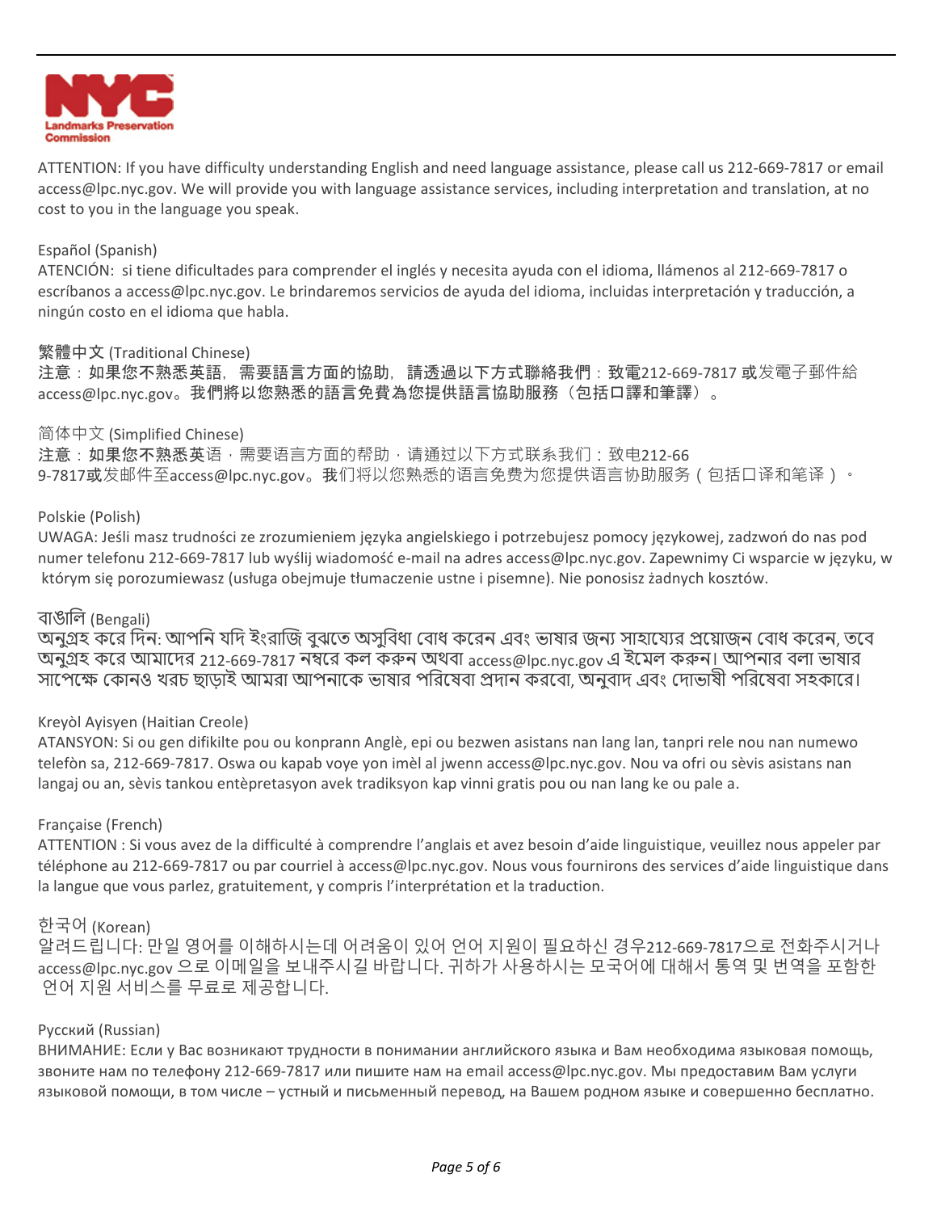ATTENTION: If you have difficulty understanding English and need language assistance, please call us 212-669-7817 or email access@lpc.nyc.gov. We will provide you with language assistance services, including interpretation and translation, at no cost to you in the language you speak.

Español (Spanish)
ATENCIÓN: si tiene dificultades para comprender el inglés y necesita ayuda con el idioma, llámenos al 212-669-7817 o escríbanos a access@lpc.nyc.gov. Le brindaremos servicios de ayuda del idioma, incluidas interpretación y traducción, a ningún costo en el idioma que habla.

繁體中文 (Traditional Chinese)
注意：如果您不熟悉英語，需要語言方面的協助，請透過以下方式聯絡我們：致電212-669-7817 或发電子郵件給access@lpc.nyc.gov。我們將以您熟悉的語言免費為您提供語言協助服務（包括口譯和筆譯）。

简体中文 (Simplified Chinese)
注意：如果您不熟悉英语，需要语言方面的帮助，请通过以下方式联系我们：致电212-669-7817或发邮件至access@lpc.nyc.gov。我们将以您熟悉的语言免费为您提供语言协助服务（包括口译和笔译）。

Polskie (Polish)
UWAGA: Jeśli masz trudności ze zrozumieniem języka angielskiego i potrzebujesz pomocy językowej, zadzwoń do nas pod numer telefonu 212-669-7817 lub wyślij wiadomość e-mail na adres access@lpc.nyc.gov. Zapewnimy Ci wsparcie w języku, w którym się porozumiewasz (usługa obejmuje tłumaczenie ustne i pisemne). Nie ponosisz żadnych kosztów.

বাঙালি (Bengali)
অনুগ্রহ করে দিন: আপনি যদি ইংরাজি বুঝতে অসুবিধা বোধ করেন এবং ভাষার জন্য সাহায্যের প্রয়োজন বোধ করেন, তবে অনুগ্রহ করে আমাদের 212-669-7817 নম্বরে কল করুন অথবা access@lpc.nyc.gov এ ইমেল করুন। আপনার বলা ভাষার সাপেক্ষে কোনও খরচ ছাড়াই আমরা আপনাকে ভাষার পরিষেবা প্রদান করবো, অনুবাদ এবং দোভাষী পরিষেবা সহকারে।

Kreyòl Ayisyen (Haitian Creole)
ATANSYON: Si ou gen difikilte pou ou konprann Anglè, epi ou bezwen asistans nan lang lan, tanpri rele nou nan numewo telefòn sa, 212-669-7817. Oswa ou kapab voye yon imèl al jwenn access@lpc.nyc.gov. Nou va ofri ou sèvis asistans nan langaj ou an, sèvis tankou entèpretasyon avek tradiksyon kap vinni gratis pou ou nan lang ke ou pale a.

Française (French)
ATTENTION : Si vous avez de la difficulté à comprendre l’anglais et avez besoin d’aide linguistique, veuillez nous appeler par téléphone au 212-669-7817 ou par courriel à access@lpc.nyc.gov. Nous vous fournirons des services d’aide linguistique dans la langue que vous parlez, gratuitement, y compris l’interprétation et la traduction.

한국어 (Korean)
알려드립니다: 만일 영어를 이해하시는데 어려움이 있어 언어 지원이 필요하신 경우212-669-7817으로 전화주시거나 access@lpc.nyc.gov 으로 이메일을 보내주시길 바랍니다. 귀하가 사용하시는 모국어에 대해서 통역 및 번역을 포함한 언어 지원 서비스를 무료로 제공합니다.

Русский (Russian)
ВНИМАНИЕ: Если у Вас возникают трудности в понимании английского языка и Вам необходима языковая помощь, звоните нам по телефону 212-669-7817 или пишите нам на email access@lpc.nyc.gov. Мы предоставим Вам услуги языковой помощи, в том числе – устный и письменный перевод, на Вашем родном языке и совершенно бесплатно.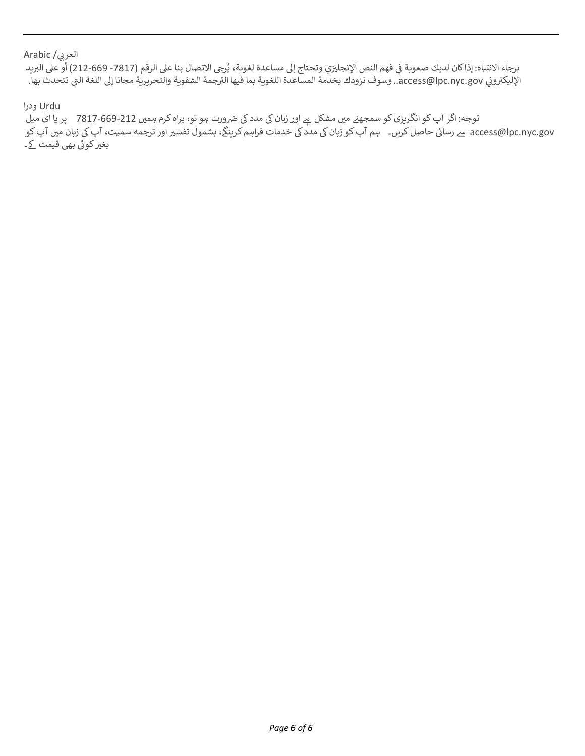Arabic /العربي

برجاء الانتباه: إذا كان لديك صعوبة في فهم النص الإنجليزي وتحتاج إلى مساعدة لغوية، يُرجى الاتصال بنا على الرقم (7817- 669-212) أو على البريد الإليكتروني access@lpc.nyc.gov.. وسوف نزودك بخدمة المساعدة اللغوية بما فيها الترجمة الشفوية والتحريرية مجانا إلى اللغة التي تتحدث بها.

Urdu اردو

توجہ: اگر آپ کو انگریزی کو سمجھنے میں مشکل ہے اور زبان کی مدد کی ضرورت ہو تو، براہ کرم ہمیں 212-669-7817 پر یا ای میل access@lpc.nyc.gov سے رسائی حاصل کریں۔ ہم آپ کو زبان کی مدد کی خدمات فراہم کرینگے، بشمول تفسیر اور ترجمہ سمیت، آپ کی زبان میں آپ کو بغیر کوئی بھی قیمت کے۔